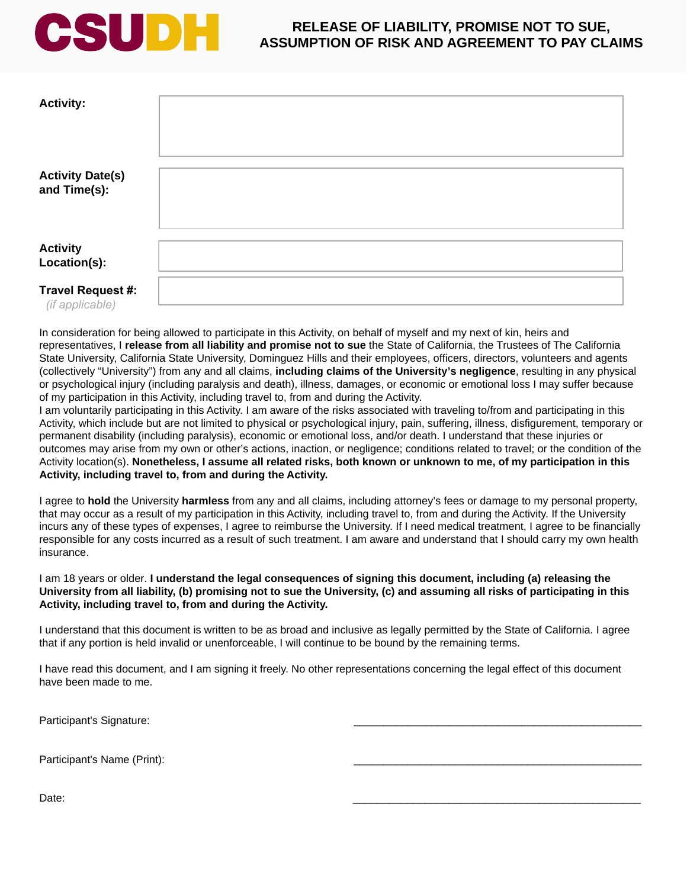CSUDH

# RELEASE OF LIABILITY, PROMISE NOT TO SUE, ASSUMPTION OF RISK AND AGREEMENT TO PAY CLAIMS

| | |
|---|---|
| **Activity:** | |
| **Activity Date(s) and Time(s):** | |
| **Activity Location(s):** | |
| **Travel Request #:** *(if applicable)* | |

In consideration for being allowed to participate in this Activity, on behalf of myself and my next of kin, heirs and representatives, I **release from all liability and promise not to sue** the State of California, the Trustees of The California State University, California State University, Dominguez Hills and their employees, officers, directors, volunteers and agents (collectively "University") from any and all claims, **including claims of the University's negligence**, resulting in any physical or psychological injury (including paralysis and death), illness, damages, or economic or emotional loss I may suffer because of my participation in this Activity, including travel to, from and during the Activity.

I am voluntarily participating in this Activity. I am aware of the risks associated with traveling to/from and participating in this Activity, which include but are not limited to physical or psychological injury, pain, suffering, illness, disfigurement, temporary or permanent disability (including paralysis), economic or emotional loss, and/or death. I understand that these injuries or outcomes may arise from my own or other's actions, inaction, or negligence; conditions related to travel; or the condition of the Activity location(s). **Nonetheless, I assume all related risks, both known or unknown to me, of my participation in this Activity, including travel to, from and during the Activity.**

I agree to **hold** the University **harmless** from any and all claims, including attorney's fees or damage to my personal property, that may occur as a result of my participation in this Activity, including travel to, from and during the Activity. If the University incurs any of these types of expenses, I agree to reimburse the University. If I need medical treatment, I agree to be financially responsible for any costs incurred as a result of such treatment. I am aware and understand that I should carry my own health insurance.

I am 18 years or older. **I understand the legal consequences of signing this document, including (a) releasing the University from all liability, (b) promising not to sue the University, (c) and assuming all risks of participating in this Activity, including travel to, from and during the Activity.**

I understand that this document is written to be as broad and inclusive as legally permitted by the State of California. I agree that if any portion is held invalid or unenforceable, I will continue to be bound by the remaining terms.

I have read this document, and I am signing it freely. No other representations concerning the legal effect of this document have been made to me.

Participant's Signature: ______________________________________________

Participant's Name (Print): ______________________________________________

Date: ______________________________________________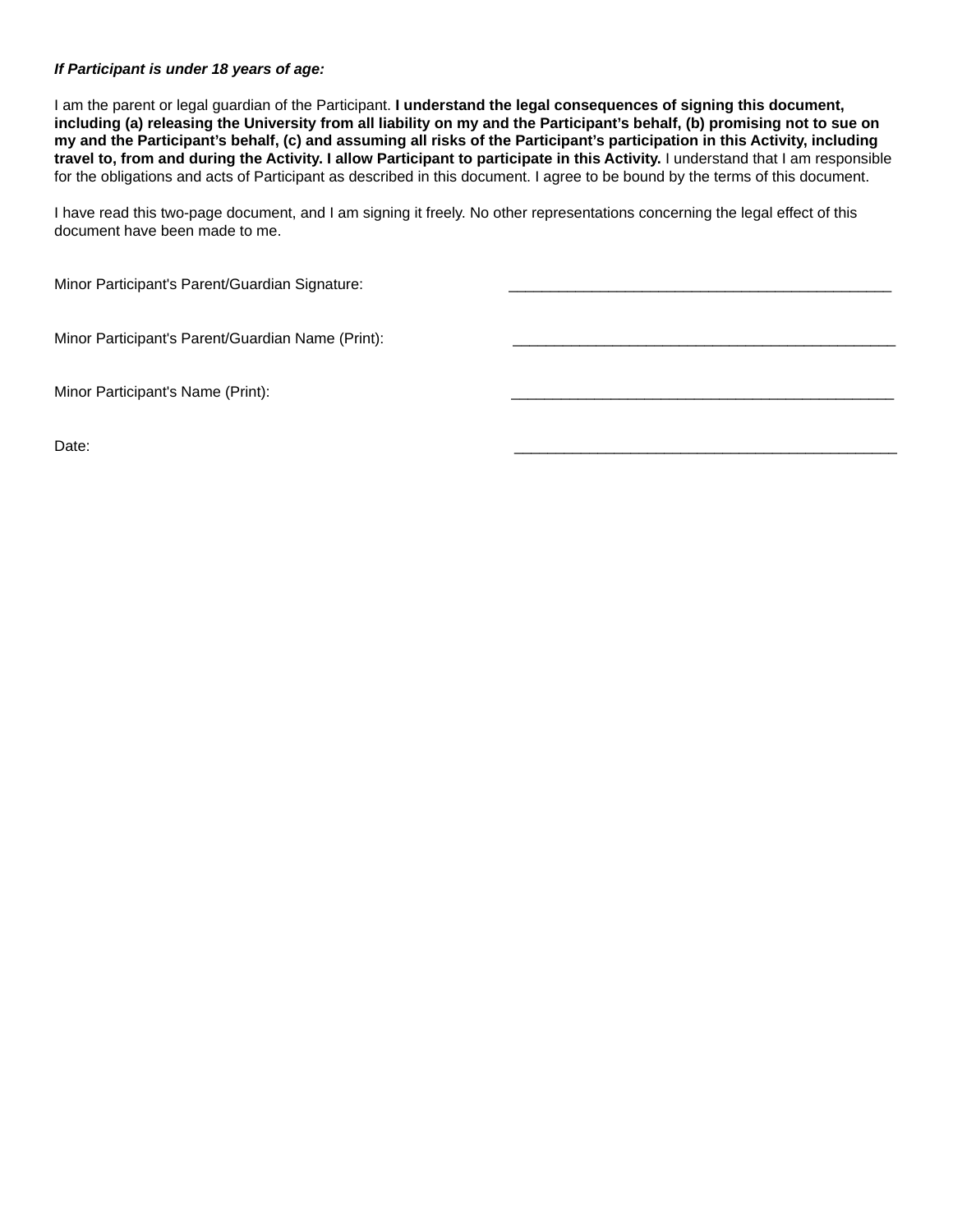***If Participant is under 18 years of age:***

I am the parent or legal guardian of the Participant. **I understand the legal consequences of signing this document, including (a) releasing the University from all liability on my and the Participant's behalf, (b) promising not to sue on my and the Participant's behalf, (c) and assuming all risks of the Participant's participation in this Activity, including travel to, from and during the Activity. I allow Participant to participate in this Activity.** I understand that I am responsible for the obligations and acts of Participant as described in this document. I agree to be bound by the terms of this document.

I have read this two-page document, and I am signing it freely. No other representations concerning the legal effect of this document have been made to me.

Minor Participant's Parent/Guardian Signature: ________________________________________________

Minor Participant's Parent/Guardian Name (Print): ________________________________________________

Minor Participant's Name (Print): ________________________________________________

Date: ________________________________________________